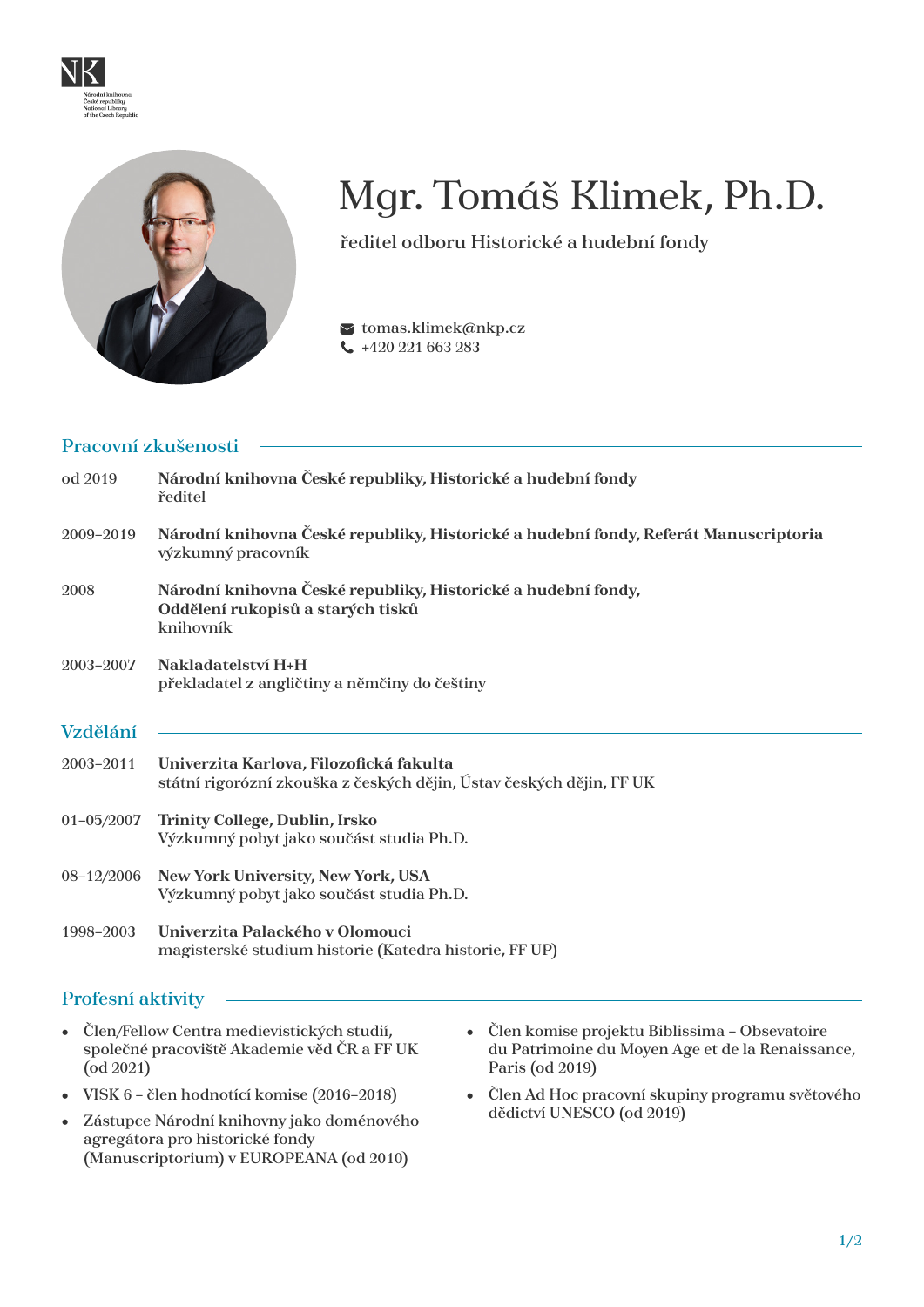# Mgr. Tomáš Klimek, Ph.D.

ředitel odboru Historické a hudební fondy

tomas.klimek@nkp.cz
+420 221 663 283

## Pracovní zkušenosti

od 2019 — **Národní knihovna České republiky, Historické a hudební fondy**
ředitel

2009–2019 — **Národní knihovna České republiky, Historické a hudební fondy, Referát Manuscriptoria**
výzkumný pracovník

2008 — **Národní knihovna České republiky, Historické a hudební fondy, Oddělení rukopisů a starých tisků**
knihovník

2003–2007 — **Nakladatelství H+H**
překladatel z angličtiny a němčiny do češtiny

## Vzdělání

2003–2011 — **Univerzita Karlova, Filozofická fakulta**
státní rigorózní zkouška z českých dějin, Ústav českých dějin, FF UK

01–05/2007 — **Trinity College, Dublin, Irsko**
Výzkumný pobyt jako součást studia Ph.D.

08–12/2006 — **New York University, New York, USA**
Výzkumný pobyt jako součást studia Ph.D.

1998–2003 — **Univerzita Palackého v Olomouci**
magisterské studium historie (Katedra historie, FF UP)

## Profesní aktivity

- Člen/Fellow Centra medievistických studií, společné pracoviště Akademie věd ČR a FF UK (od 2021)
- VISK 6 – člen hodnotící komise (2016–2018)
- Zástupce Národní knihovny jako doménového agregátora pro historické fondy (Manuscriptorium) v EUROPEANA (od 2010)
- Člen komise projektu Biblissima – Obsevatoire du Patrimoine du Moyen Age et de la Renaissance, Paris (od 2019)
- Člen Ad Hoc pracovní skupiny programu světového dědictví UNESCO (od 2019)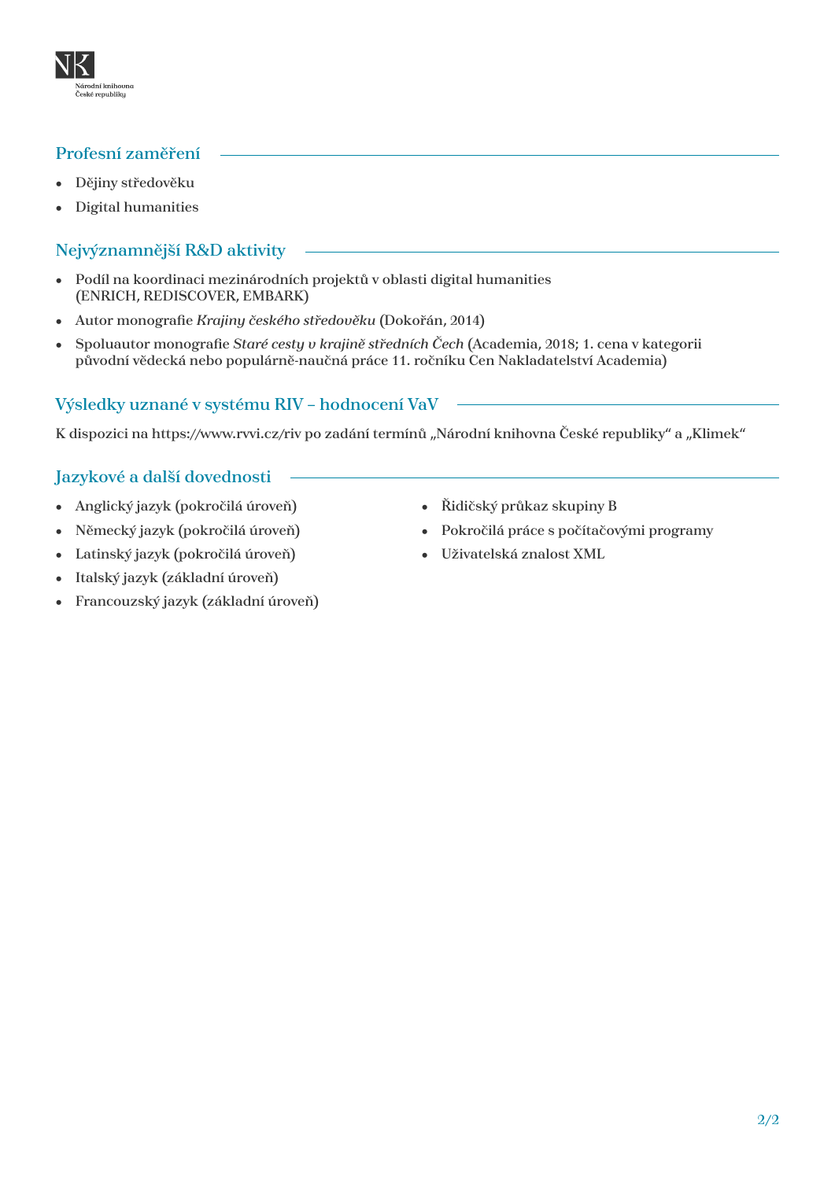## Profesní zaměření

- Dějiny středověku
- Digital humanities

## Nejvýznamnější R&D aktivity

- Podíl na koordinaci mezinárodních projektů v oblasti digital humanities (ENRICH, REDISCOVER, EMBARK)
- Autor monografie *Krajiny českého středověku* (Dokořán, 2014)
- Spoluautor monografie *Staré cesty v krajině středních Čech* (Academia, 2018; 1. cena v kategorii původní vědecká nebo populárně-naučná práce 11. ročníku Cen Nakladatelství Academia)

## Výsledky uznané v systému RIV – hodnocení VaV

K dispozici na https://www.rvvi.cz/riv po zadání termínů „Národní knihovna České republiky“ a „Klimek“

## Jazykové a další dovednosti

- Anglický jazyk (pokročilá úroveň)
- Německý jazyk (pokročilá úroveň)
- Latinský jazyk (pokročilá úroveň)
- Italský jazyk (základní úroveň)
- Francouzský jazyk (základní úroveň)
- Řidičský průkaz skupiny B
- Pokročilá práce s počítačovými programy
- Uživatelská znalost XML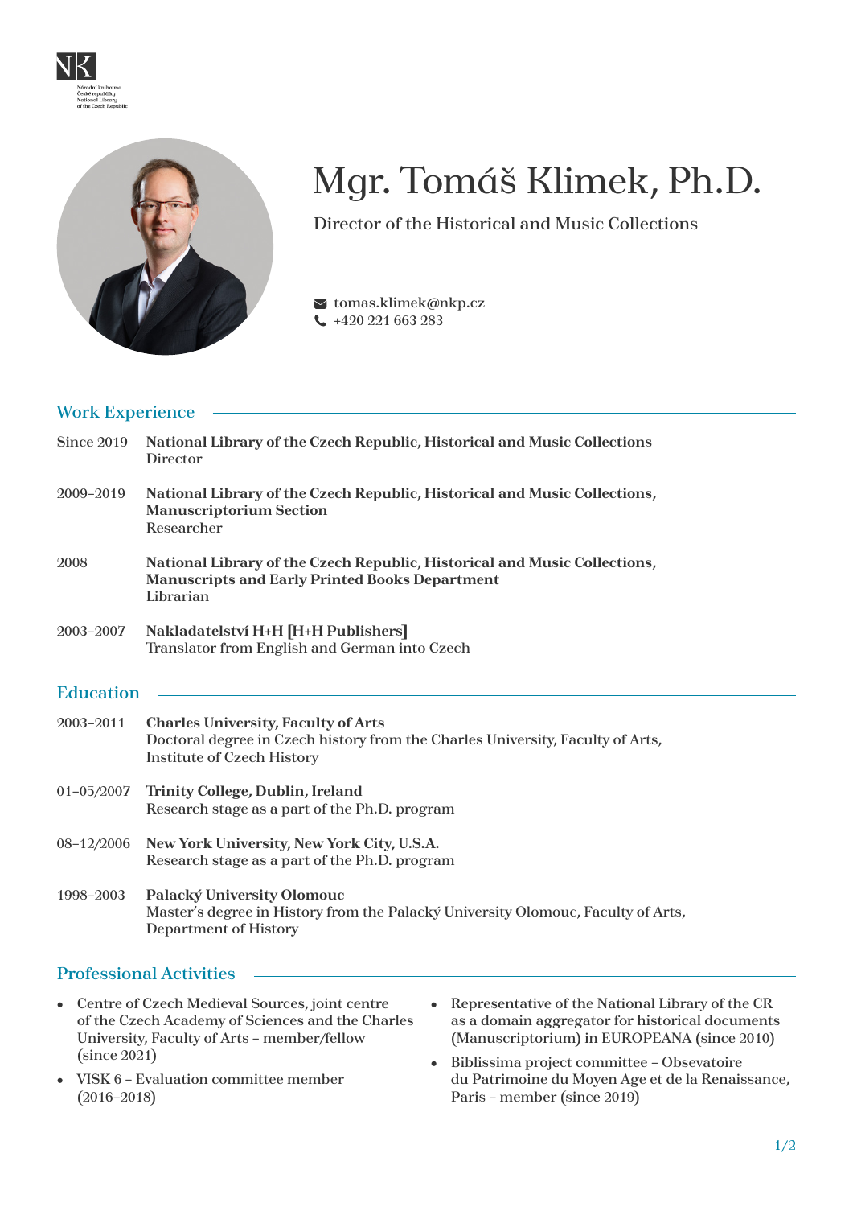# Mgr. Tomáš Klimek, Ph.D.

Director of the Historical and Music Collections

tomas.klimek@nkp.cz
+420 221 663 283

## Work Experience

**Since 2019** — **National Library of the Czech Republic, Historical and Music Collections**
Director

**2009–2019** — **National Library of the Czech Republic, Historical and Music Collections, Manuscriptorium Section**
Researcher

**2008** — **National Library of the Czech Republic, Historical and Music Collections, Manuscripts and Early Printed Books Department**
Librarian

**2003–2007** — **Nakladatelství H+H [H+H Publishers]**
Translator from English and German into Czech

## Education

**2003–2011** — **Charles University, Faculty of Arts**
Doctoral degree in Czech history from the Charles University, Faculty of Arts, Institute of Czech History

**01–05/2007** — **Trinity College, Dublin, Ireland**
Research stage as a part of the Ph.D. program

**08–12/2006** — **New York University, New York City, U.S.A.**
Research stage as a part of the Ph.D. program

**1998–2003** — **Palacký University Olomouc**
Master's degree in History from the Palacký University Olomouc, Faculty of Arts, Department of History

## Professional Activities

- Centre of Czech Medieval Sources, joint centre of the Czech Academy of Sciences and the Charles University, Faculty of Arts – member/fellow (since 2021)
- VISK 6 – Evaluation committee member (2016–2018)
- Representative of the National Library of the CR as a domain aggregator for historical documents (Manuscriptorium) in EUROPEANA (since 2010)
- Biblissima project committee – Obsevatoire du Patrimoine du Moyen Age et de la Renaissance, Paris – member (since 2019)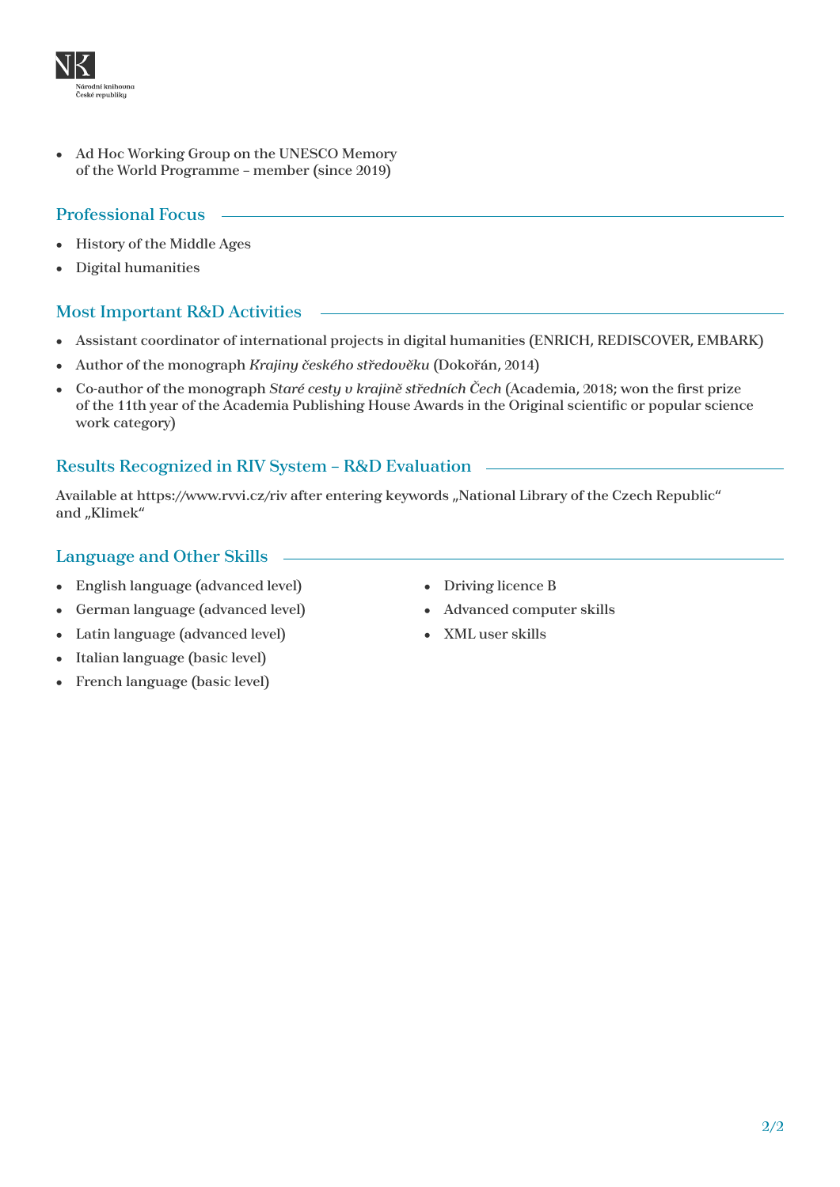- Ad Hoc Working Group on the UNESCO Memory of the World Programme – member (since 2019)

## Professional Focus

- History of the Middle Ages
- Digital humanities

## Most Important R&D Activities

- Assistant coordinator of international projects in digital humanities (ENRICH, REDISCOVER, EMBARK)
- Author of the monograph *Krajiny českého středověku* (Dokořán, 2014)
- Co-author of the monograph *Staré cesty v krajině středních Čech* (Academia, 2018; won the first prize of the 11th year of the Academia Publishing House Awards in the Original scientific or popular science work category)

## Results Recognized in RIV System – R&D Evaluation

Available at https://www.rvvi.cz/riv after entering keywords „National Library of the Czech Republic“ and „Klimek“

## Language and Other Skills

- English language (advanced level)
- German language (advanced level)
- Latin language (advanced level)
- Italian language (basic level)
- French language (basic level)
- Driving licence B
- Advanced computer skills
- XML user skills